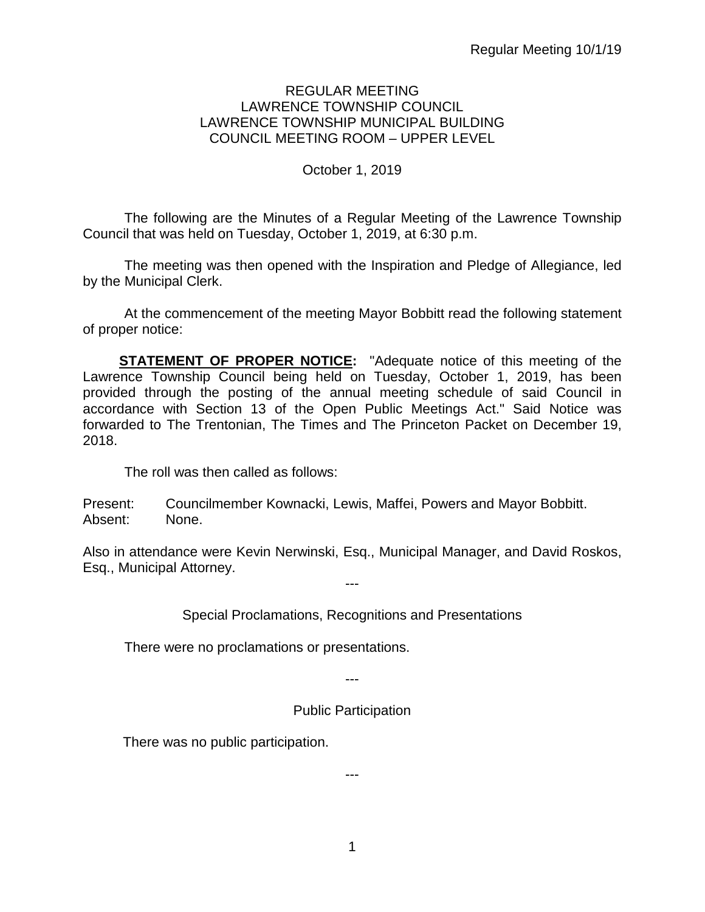REGULAR MEETING
LAWRENCE TOWNSHIP COUNCIL
LAWRENCE TOWNSHIP MUNICIPAL BUILDING
COUNCIL MEETING ROOM – UPPER LEVEL

October 1, 2019

The following are the Minutes of a Regular Meeting of the Lawrence Township Council that was held on Tuesday, October 1, 2019, at 6:30 p.m.

The meeting was then opened with the Inspiration and Pledge of Allegiance, led by the Municipal Clerk.

At the commencement of the meeting Mayor Bobbitt read the following statement of proper notice:

**STATEMENT OF PROPER NOTICE:** "Adequate notice of this meeting of the Lawrence Township Council being held on Tuesday, October 1, 2019, has been provided through the posting of the annual meeting schedule of said Council in accordance with Section 13 of the Open Public Meetings Act." Said Notice was forwarded to The Trentonian, The Times and The Princeton Packet on December 19, 2018.

The roll was then called as follows:

Present: Councilmember Kownacki, Lewis, Maffei, Powers and Mayor Bobbitt.
Absent: None.

Also in attendance were Kevin Nerwinski, Esq., Municipal Manager, and David Roskos, Esq., Municipal Attorney.

---

Special Proclamations, Recognitions and Presentations

There were no proclamations or presentations.

---

Public Participation

There was no public participation.

---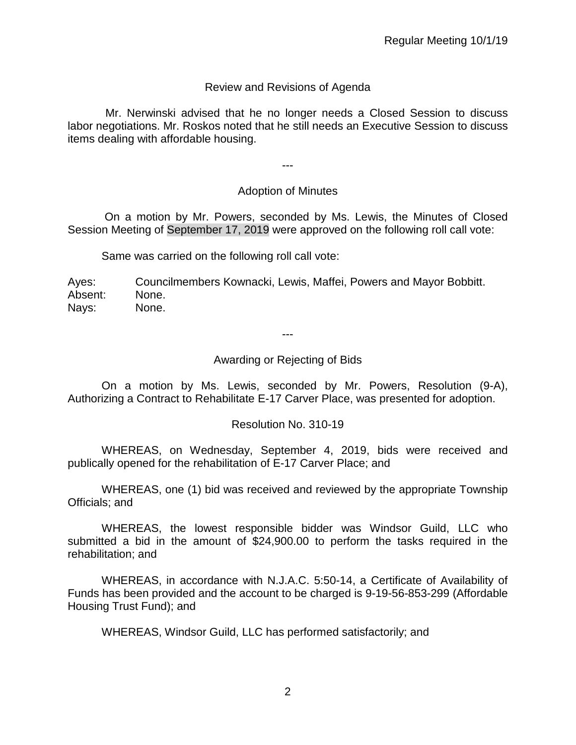## Review and Revisions of Agenda

Mr. Nerwinski advised that he no longer needs a Closed Session to discuss labor negotiations. Mr. Roskos noted that he still needs an Executive Session to discuss items dealing with affordable housing.

---

## Adoption of Minutes

On a motion by Mr. Powers, seconded by Ms. Lewis, the Minutes of Closed Session Meeting of September 17, 2019 were approved on the following roll call vote:

Same was carried on the following roll call vote:

Ayes: Councilmembers Kownacki, Lewis, Maffei, Powers and Mayor Bobbitt.
Absent: None.
Nays: None.

---

## Awarding or Rejecting of Bids

On a motion by Ms. Lewis, seconded by Mr. Powers, Resolution (9-A), Authorizing a Contract to Rehabilitate E-17 Carver Place, was presented for adoption.

Resolution No. 310-19

WHEREAS, on Wednesday, September 4, 2019, bids were received and publically opened for the rehabilitation of E-17 Carver Place; and

WHEREAS, one (1) bid was received and reviewed by the appropriate Township Officials; and

WHEREAS, the lowest responsible bidder was Windsor Guild, LLC who submitted a bid in the amount of $24,900.00 to perform the tasks required in the rehabilitation; and

WHEREAS, in accordance with N.J.A.C. 5:50-14, a Certificate of Availability of Funds has been provided and the account to be charged is 9-19-56-853-299 (Affordable Housing Trust Fund); and

WHEREAS, Windsor Guild, LLC has performed satisfactorily; and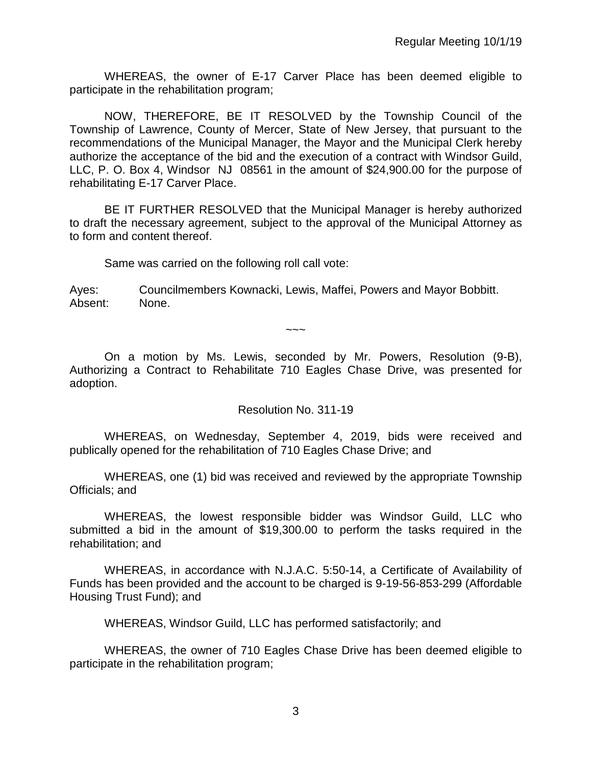WHEREAS, the owner of E-17 Carver Place has been deemed eligible to participate in the rehabilitation program;

NOW, THEREFORE, BE IT RESOLVED by the Township Council of the Township of Lawrence, County of Mercer, State of New Jersey, that pursuant to the recommendations of the Municipal Manager, the Mayor and the Municipal Clerk hereby authorize the acceptance of the bid and the execution of a contract with Windsor Guild, LLC, P. O. Box 4, Windsor NJ 08561 in the amount of $24,900.00 for the purpose of rehabilitating E-17 Carver Place.

BE IT FURTHER RESOLVED that the Municipal Manager is hereby authorized to draft the necessary agreement, subject to the approval of the Municipal Attorney as to form and content thereof.

Same was carried on the following roll call vote:

Ayes: Councilmembers Kownacki, Lewis, Maffei, Powers and Mayor Bobbitt.
Absent: None.

~~~

On a motion by Ms. Lewis, seconded by Mr. Powers, Resolution (9-B), Authorizing a Contract to Rehabilitate 710 Eagles Chase Drive, was presented for adoption.

Resolution No. 311-19

WHEREAS, on Wednesday, September 4, 2019, bids were received and publically opened for the rehabilitation of 710 Eagles Chase Drive; and

WHEREAS, one (1) bid was received and reviewed by the appropriate Township Officials; and

WHEREAS, the lowest responsible bidder was Windsor Guild, LLC who submitted a bid in the amount of $19,300.00 to perform the tasks required in the rehabilitation; and

WHEREAS, in accordance with N.J.A.C. 5:50-14, a Certificate of Availability of Funds has been provided and the account to be charged is 9-19-56-853-299 (Affordable Housing Trust Fund); and

WHEREAS, Windsor Guild, LLC has performed satisfactorily; and

WHEREAS, the owner of 710 Eagles Chase Drive has been deemed eligible to participate in the rehabilitation program;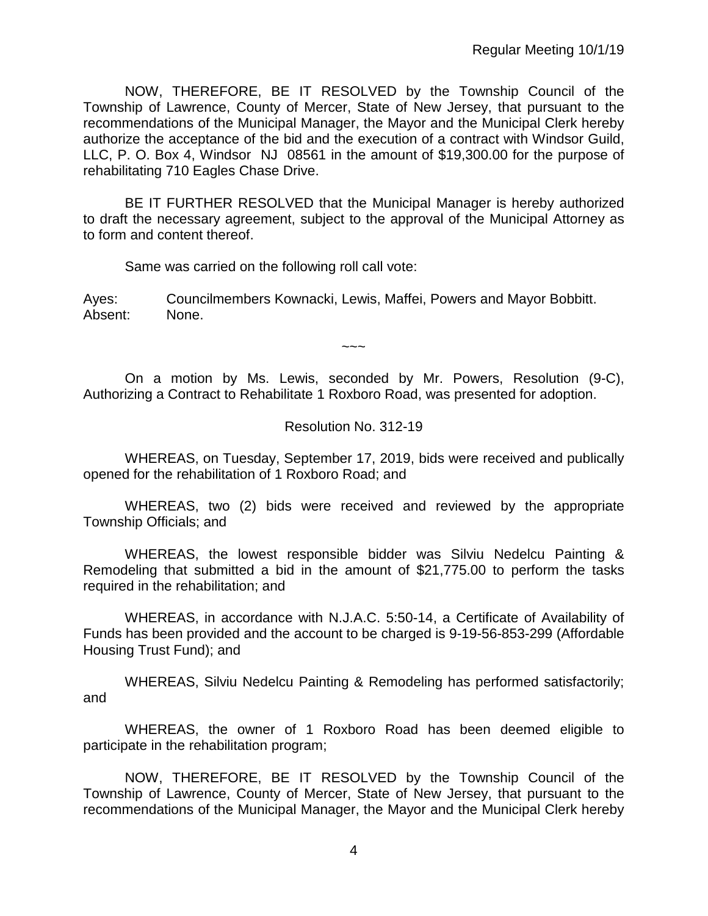NOW, THEREFORE, BE IT RESOLVED by the Township Council of the Township of Lawrence, County of Mercer, State of New Jersey, that pursuant to the recommendations of the Municipal Manager, the Mayor and the Municipal Clerk hereby authorize the acceptance of the bid and the execution of a contract with Windsor Guild, LLC, P. O. Box 4, Windsor NJ 08561 in the amount of $19,300.00 for the purpose of rehabilitating 710 Eagles Chase Drive.

BE IT FURTHER RESOLVED that the Municipal Manager is hereby authorized to draft the necessary agreement, subject to the approval of the Municipal Attorney as to form and content thereof.

Same was carried on the following roll call vote:

Ayes: Councilmembers Kownacki, Lewis, Maffei, Powers and Mayor Bobbitt.
Absent: None.

~~~

On a motion by Ms. Lewis, seconded by Mr. Powers, Resolution (9-C), Authorizing a Contract to Rehabilitate 1 Roxboro Road, was presented for adoption.

Resolution No. 312-19

WHEREAS, on Tuesday, September 17, 2019, bids were received and publically opened for the rehabilitation of 1 Roxboro Road; and

WHEREAS, two (2) bids were received and reviewed by the appropriate Township Officials; and

WHEREAS, the lowest responsible bidder was Silviu Nedelcu Painting & Remodeling that submitted a bid in the amount of $21,775.00 to perform the tasks required in the rehabilitation; and

WHEREAS, in accordance with N.J.A.C. 5:50-14, a Certificate of Availability of Funds has been provided and the account to be charged is 9-19-56-853-299 (Affordable Housing Trust Fund); and

WHEREAS, Silviu Nedelcu Painting & Remodeling has performed satisfactorily; and

WHEREAS, the owner of 1 Roxboro Road has been deemed eligible to participate in the rehabilitation program;

NOW, THEREFORE, BE IT RESOLVED by the Township Council of the Township of Lawrence, County of Mercer, State of New Jersey, that pursuant to the recommendations of the Municipal Manager, the Mayor and the Municipal Clerk hereby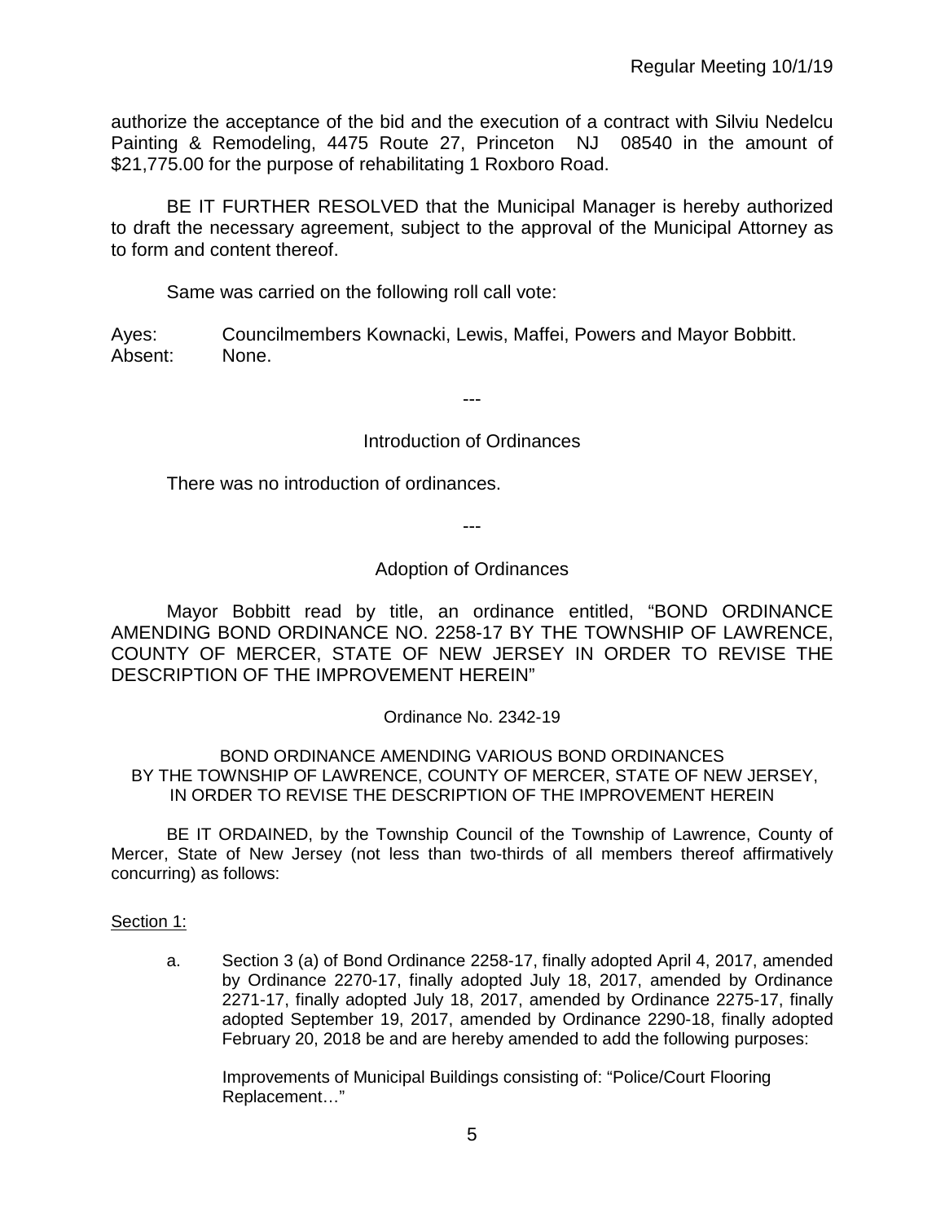authorize the acceptance of the bid and the execution of a contract with Silviu Nedelcu Painting & Remodeling, 4475 Route 27, Princeton NJ 08540 in the amount of $21,775.00 for the purpose of rehabilitating 1 Roxboro Road.

BE IT FURTHER RESOLVED that the Municipal Manager is hereby authorized to draft the necessary agreement, subject to the approval of the Municipal Attorney as to form and content thereof.

Same was carried on the following roll call vote:

Ayes: Councilmembers Kownacki, Lewis, Maffei, Powers and Mayor Bobbitt.
Absent: None.

---

## Introduction of Ordinances

There was no introduction of ordinances.

---

## Adoption of Ordinances

Mayor Bobbitt read by title, an ordinance entitled, "BOND ORDINANCE AMENDING BOND ORDINANCE NO. 2258-17 BY THE TOWNSHIP OF LAWRENCE, COUNTY OF MERCER, STATE OF NEW JERSEY IN ORDER TO REVISE THE DESCRIPTION OF THE IMPROVEMENT HEREIN"

Ordinance No. 2342-19

BOND ORDINANCE AMENDING VARIOUS BOND ORDINANCES BY THE TOWNSHIP OF LAWRENCE, COUNTY OF MERCER, STATE OF NEW JERSEY, IN ORDER TO REVISE THE DESCRIPTION OF THE IMPROVEMENT HEREIN

BE IT ORDAINED, by the Township Council of the Township of Lawrence, County of Mercer, State of New Jersey (not less than two-thirds of all members thereof affirmatively concurring) as follows:

Section 1:

a. Section 3 (a) of Bond Ordinance 2258-17, finally adopted April 4, 2017, amended by Ordinance 2270-17, finally adopted July 18, 2017, amended by Ordinance 2271-17, finally adopted July 18, 2017, amended by Ordinance 2275-17, finally adopted September 19, 2017, amended by Ordinance 2290-18, finally adopted February 20, 2018 be and are hereby amended to add the following purposes:

   Improvements of Municipal Buildings consisting of: "Police/Court Flooring Replacement…"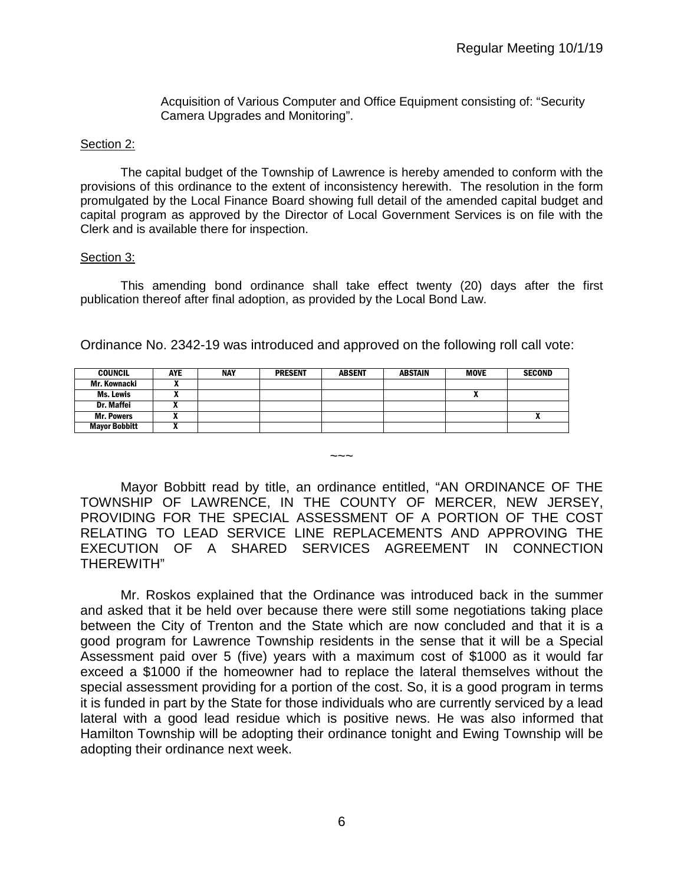Acquisition of Various Computer and Office Equipment consisting of: "Security Camera Upgrades and Monitoring".

Section 2:

The capital budget of the Township of Lawrence is hereby amended to conform with the provisions of this ordinance to the extent of inconsistency herewith. The resolution in the form promulgated by the Local Finance Board showing full detail of the amended capital budget and capital program as approved by the Director of Local Government Services is on file with the Clerk and is available there for inspection.

Section 3:

This amending bond ordinance shall take effect twenty (20) days after the first publication thereof after final adoption, as provided by the Local Bond Law.

Ordinance No. 2342-19 was introduced and approved on the following roll call vote:

| COUNCIL | AYE | NAY | PRESENT | ABSENT | ABSTAIN | MOVE | SECOND |
|---|---|---|---|---|---|---|---|
| Mr. Kownacki | X | | | | | | |
| Ms. Lewis | X | | | | | X | |
| Dr. Maffei | X | | | | | | |
| Mr. Powers | X | | | | | | X |
| Mayor Bobbitt | X | | | | | | |

~~~

Mayor Bobbitt read by title, an ordinance entitled, "AN ORDINANCE OF THE TOWNSHIP OF LAWRENCE, IN THE COUNTY OF MERCER, NEW JERSEY, PROVIDING FOR THE SPECIAL ASSESSMENT OF A PORTION OF THE COST RELATING TO LEAD SERVICE LINE REPLACEMENTS AND APPROVING THE EXECUTION OF A SHARED SERVICES AGREEMENT IN CONNECTION THEREWITH"

Mr. Roskos explained that the Ordinance was introduced back in the summer and asked that it be held over because there were still some negotiations taking place between the City of Trenton and the State which are now concluded and that it is a good program for Lawrence Township residents in the sense that it will be a Special Assessment paid over 5 (five) years with a maximum cost of $1000 as it would far exceed a $1000 if the homeowner had to replace the lateral themselves without the special assessment providing for a portion of the cost. So, it is a good program in terms it is funded in part by the State for those individuals who are currently serviced by a lead lateral with a good lead residue which is positive news. He was also informed that Hamilton Township will be adopting their ordinance tonight and Ewing Township will be adopting their ordinance next week.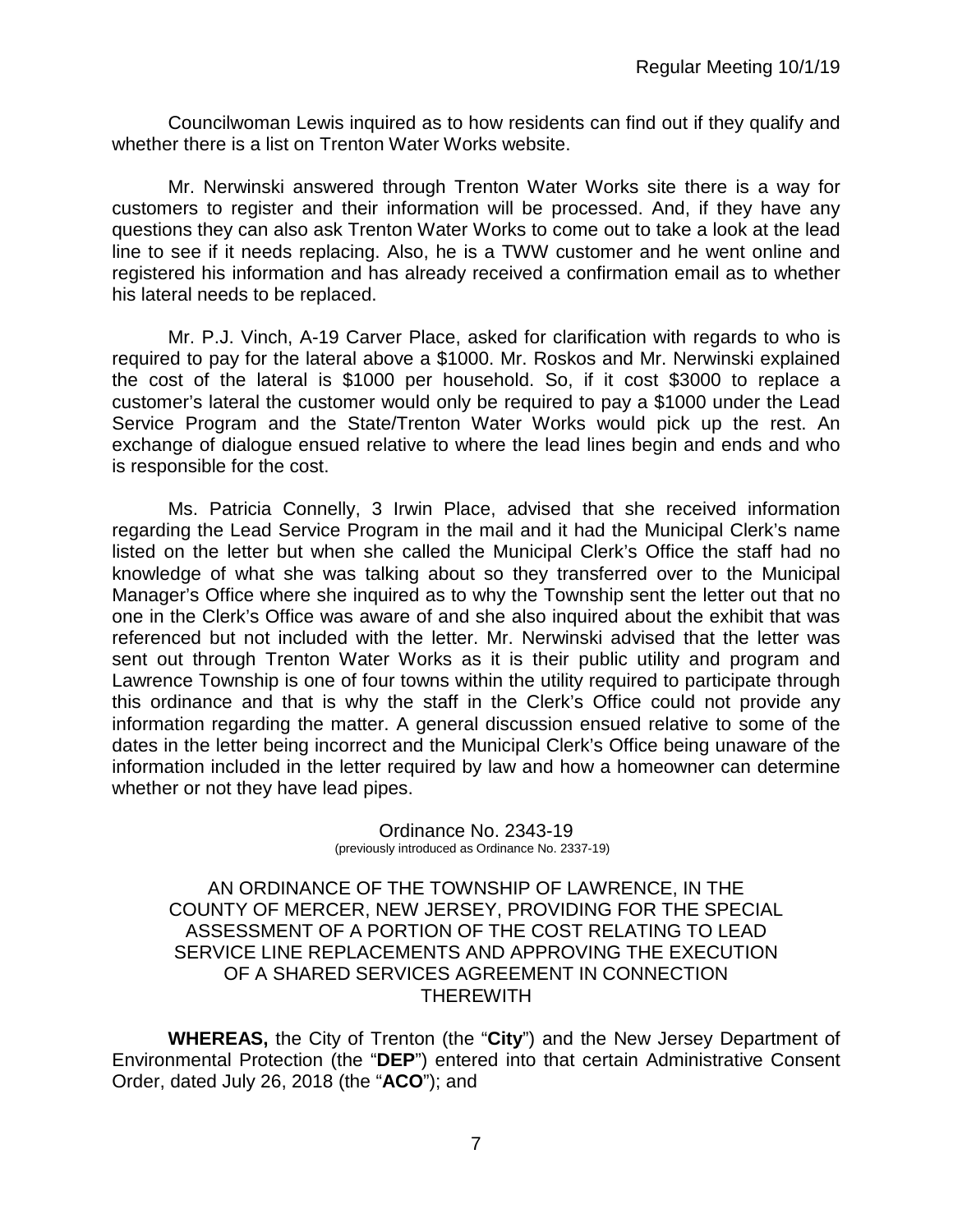Councilwoman Lewis inquired as to how residents can find out if they qualify and whether there is a list on Trenton Water Works website.

Mr. Nerwinski answered through Trenton Water Works site there is a way for customers to register and their information will be processed. And, if they have any questions they can also ask Trenton Water Works to come out to take a look at the lead line to see if it needs replacing. Also, he is a TWW customer and he went online and registered his information and has already received a confirmation email as to whether his lateral needs to be replaced.

Mr. P.J. Vinch, A-19 Carver Place, asked for clarification with regards to who is required to pay for the lateral above a $1000. Mr. Roskos and Mr. Nerwinski explained the cost of the lateral is $1000 per household. So, if it cost $3000 to replace a customer's lateral the customer would only be required to pay a $1000 under the Lead Service Program and the State/Trenton Water Works would pick up the rest. An exchange of dialogue ensued relative to where the lead lines begin and ends and who is responsible for the cost.

Ms. Patricia Connelly, 3 Irwin Place, advised that she received information regarding the Lead Service Program in the mail and it had the Municipal Clerk's name listed on the letter but when she called the Municipal Clerk's Office the staff had no knowledge of what she was talking about so they transferred over to the Municipal Manager's Office where she inquired as to why the Township sent the letter out that no one in the Clerk's Office was aware of and she also inquired about the exhibit that was referenced but not included with the letter. Mr. Nerwinski advised that the letter was sent out through Trenton Water Works as it is their public utility and program and Lawrence Township is one of four towns within the utility required to participate through this ordinance and that is why the staff in the Clerk's Office could not provide any information regarding the matter. A general discussion ensued relative to some of the dates in the letter being incorrect and the Municipal Clerk's Office being unaware of the information included in the letter required by law and how a homeowner can determine whether or not they have lead pipes.

Ordinance No. 2343-19
(previously introduced as Ordinance No. 2337-19)

AN ORDINANCE OF THE TOWNSHIP OF LAWRENCE, IN THE COUNTY OF MERCER, NEW JERSEY, PROVIDING FOR THE SPECIAL ASSESSMENT OF A PORTION OF THE COST RELATING TO LEAD SERVICE LINE REPLACEMENTS AND APPROVING THE EXECUTION OF A SHARED SERVICES AGREEMENT IN CONNECTION THEREWITH

**WHEREAS,** the City of Trenton (the "**City**") and the New Jersey Department of Environmental Protection (the "**DEP**") entered into that certain Administrative Consent Order, dated July 26, 2018 (the "**ACO**"); and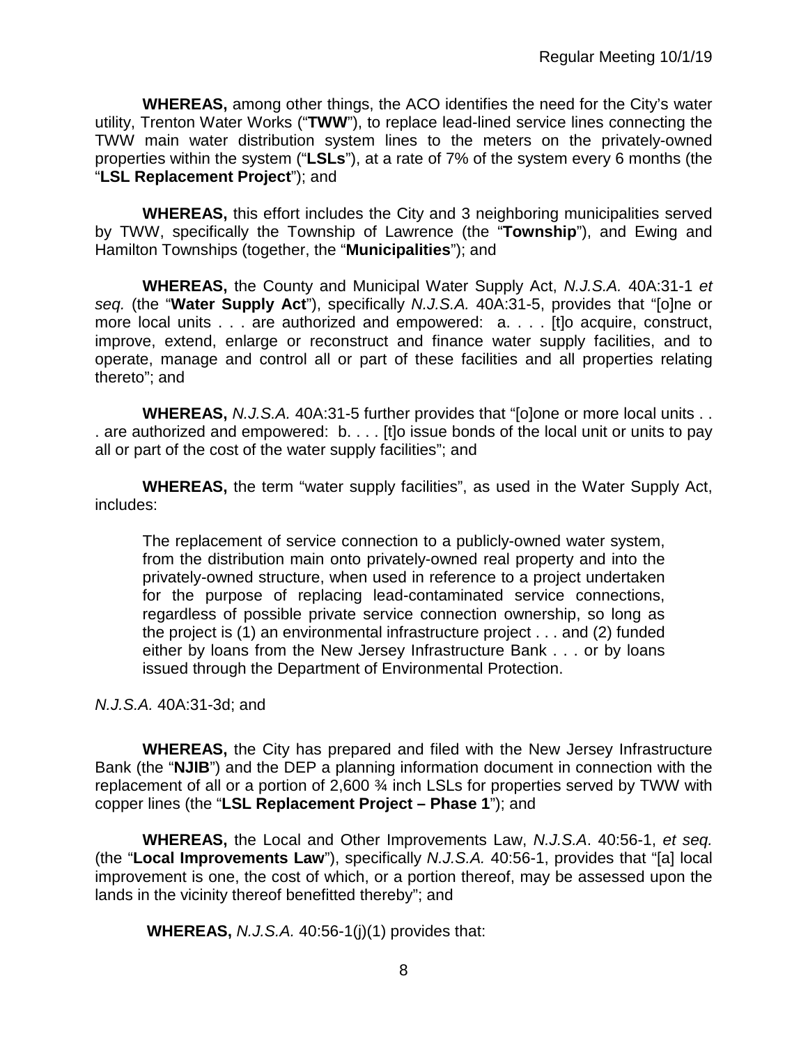**WHEREAS,** among other things, the ACO identifies the need for the City's water utility, Trenton Water Works ("**TWW**"), to replace lead-lined service lines connecting the TWW main water distribution system lines to the meters on the privately-owned properties within the system ("**LSLs**"), at a rate of 7% of the system every 6 months (the "**LSL Replacement Project**"); and

**WHEREAS,** this effort includes the City and 3 neighboring municipalities served by TWW, specifically the Township of Lawrence (the "**Township**"), and Ewing and Hamilton Townships (together, the "**Municipalities**"); and

**WHEREAS,** the County and Municipal Water Supply Act, *N.J.S.A.* 40A:31-1 *et seq.* (the "**Water Supply Act**"), specifically *N.J.S.A.* 40A:31-5, provides that "[o]ne or more local units . . . are authorized and empowered: a. . . . [t]o acquire, construct, improve, extend, enlarge or reconstruct and finance water supply facilities, and to operate, manage and control all or part of these facilities and all properties relating thereto"; and

**WHEREAS,** *N.J.S.A.* 40A:31-5 further provides that "[o]one or more local units . . . are authorized and empowered: b. . . . [t]o issue bonds of the local unit or units to pay all or part of the cost of the water supply facilities"; and

**WHEREAS,** the term "water supply facilities", as used in the Water Supply Act, includes:

> The replacement of service connection to a publicly-owned water system, from the distribution main onto privately-owned real property and into the privately-owned structure, when used in reference to a project undertaken for the purpose of replacing lead-contaminated service connections, regardless of possible private service connection ownership, so long as the project is (1) an environmental infrastructure project . . . and (2) funded either by loans from the New Jersey Infrastructure Bank . . . or by loans issued through the Department of Environmental Protection.

*N.J.S.A.* 40A:31-3d; and

**WHEREAS,** the City has prepared and filed with the New Jersey Infrastructure Bank (the "**NJIB**") and the DEP a planning information document in connection with the replacement of all or a portion of 2,600 ¾ inch LSLs for properties served by TWW with copper lines (the "**LSL Replacement Project – Phase 1**"); and

**WHEREAS,** the Local and Other Improvements Law, *N.J.S.A*. 40:56-1, *et seq.* (the "**Local Improvements Law**"), specifically *N.J.S.A.* 40:56-1, provides that "[a] local improvement is one, the cost of which, or a portion thereof, may be assessed upon the lands in the vicinity thereof benefitted thereby"; and

**WHEREAS,** *N.J.S.A.* 40:56-1(j)(1) provides that: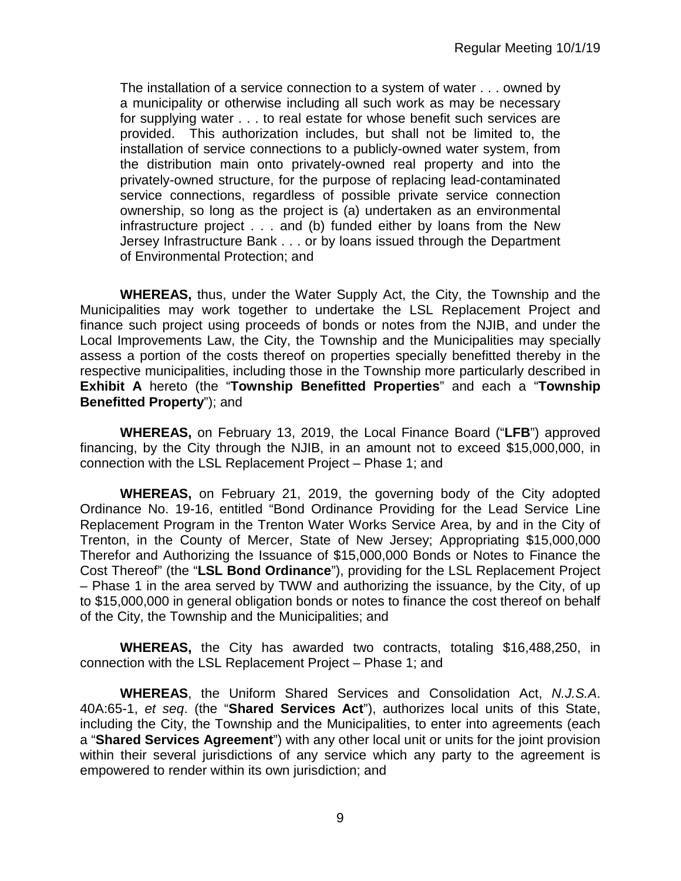> The installation of a service connection to a system of water . . . owned by a municipality or otherwise including all such work as may be necessary for supplying water . . . to real estate for whose benefit such services are provided. This authorization includes, but shall not be limited to, the installation of service connections to a publicly-owned water system, from the distribution main onto privately-owned real property and into the privately-owned structure, for the purpose of replacing lead-contaminated service connections, regardless of possible private service connection ownership, so long as the project is (a) undertaken as an environmental infrastructure project . . . and (b) funded either by loans from the New Jersey Infrastructure Bank . . . or by loans issued through the Department of Environmental Protection; and

**WHEREAS,** thus, under the Water Supply Act, the City, the Township and the Municipalities may work together to undertake the LSL Replacement Project and finance such project using proceeds of bonds or notes from the NJIB, and under the Local Improvements Law, the City, the Township and the Municipalities may specially assess a portion of the costs thereof on properties specially benefitted thereby in the respective municipalities, including those in the Township more particularly described in **Exhibit A** hereto (the "**Township Benefitted Properties**" and each a "**Township Benefitted Property**"); and

**WHEREAS,** on February 13, 2019, the Local Finance Board ("**LFB**") approved financing, by the City through the NJIB, in an amount not to exceed $15,000,000, in connection with the LSL Replacement Project – Phase 1; and

**WHEREAS,** on February 21, 2019, the governing body of the City adopted Ordinance No. 19-16, entitled "Bond Ordinance Providing for the Lead Service Line Replacement Program in the Trenton Water Works Service Area, by and in the City of Trenton, in the County of Mercer, State of New Jersey; Appropriating $15,000,000 Therefor and Authorizing the Issuance of $15,000,000 Bonds or Notes to Finance the Cost Thereof" (the "**LSL Bond Ordinance**"), providing for the LSL Replacement Project – Phase 1 in the area served by TWW and authorizing the issuance, by the City, of up to $15,000,000 in general obligation bonds or notes to finance the cost thereof on behalf of the City, the Township and the Municipalities; and

**WHEREAS,** the City has awarded two contracts, totaling $16,488,250, in connection with the LSL Replacement Project – Phase 1; and

**WHEREAS**, the Uniform Shared Services and Consolidation Act, *N.J.S.A*. 40A:65-1, *et seq*. (the "**Shared Services Act**"), authorizes local units of this State, including the City, the Township and the Municipalities, to enter into agreements (each a "**Shared Services Agreement**") with any other local unit or units for the joint provision within their several jurisdictions of any service which any party to the agreement is empowered to render within its own jurisdiction; and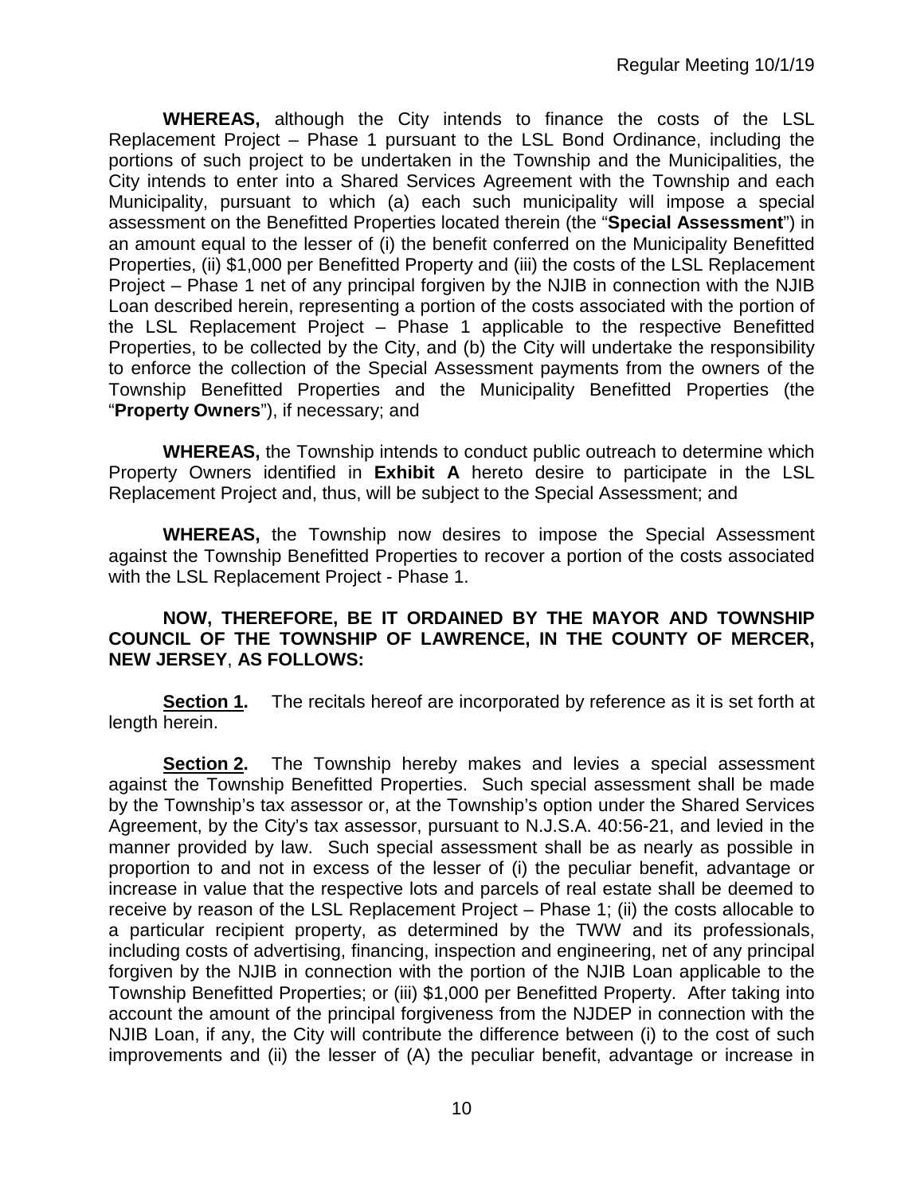**WHEREAS,** although the City intends to finance the costs of the LSL Replacement Project – Phase 1 pursuant to the LSL Bond Ordinance, including the portions of such project to be undertaken in the Township and the Municipalities, the City intends to enter into a Shared Services Agreement with the Township and each Municipality, pursuant to which (a) each such municipality will impose a special assessment on the Benefitted Properties located therein (the "**Special Assessment**") in an amount equal to the lesser of (i) the benefit conferred on the Municipality Benefitted Properties, (ii) $1,000 per Benefitted Property and (iii) the costs of the LSL Replacement Project – Phase 1 net of any principal forgiven by the NJIB in connection with the NJIB Loan described herein, representing a portion of the costs associated with the portion of the LSL Replacement Project – Phase 1 applicable to the respective Benefitted Properties, to be collected by the City, and (b) the City will undertake the responsibility to enforce the collection of the Special Assessment payments from the owners of the Township Benefitted Properties and the Municipality Benefitted Properties (the "**Property Owners**"), if necessary; and

**WHEREAS,** the Township intends to conduct public outreach to determine which Property Owners identified in **Exhibit A** hereto desire to participate in the LSL Replacement Project and, thus, will be subject to the Special Assessment; and

**WHEREAS,** the Township now desires to impose the Special Assessment against the Township Benefitted Properties to recover a portion of the costs associated with the LSL Replacement Project - Phase 1.

**NOW, THEREFORE, BE IT ORDAINED BY THE MAYOR AND TOWNSHIP COUNCIL OF THE TOWNSHIP OF LAWRENCE, IN THE COUNTY OF MERCER, NEW JERSEY, AS FOLLOWS:**

**Section 1.** The recitals hereof are incorporated by reference as it is set forth at length herein.

**Section 2.** The Township hereby makes and levies a special assessment against the Township Benefitted Properties. Such special assessment shall be made by the Township's tax assessor or, at the Township's option under the Shared Services Agreement, by the City's tax assessor, pursuant to N.J.S.A. 40:56-21, and levied in the manner provided by law. Such special assessment shall be as nearly as possible in proportion to and not in excess of the lesser of (i) the peculiar benefit, advantage or increase in value that the respective lots and parcels of real estate shall be deemed to receive by reason of the LSL Replacement Project – Phase 1; (ii) the costs allocable to a particular recipient property, as determined by the TWW and its professionals, including costs of advertising, financing, inspection and engineering, net of any principal forgiven by the NJIB in connection with the portion of the NJIB Loan applicable to the Township Benefitted Properties; or (iii) $1,000 per Benefitted Property. After taking into account the amount of the principal forgiveness from the NJDEP in connection with the NJIB Loan, if any, the City will contribute the difference between (i) to the cost of such improvements and (ii) the lesser of (A) the peculiar benefit, advantage or increase in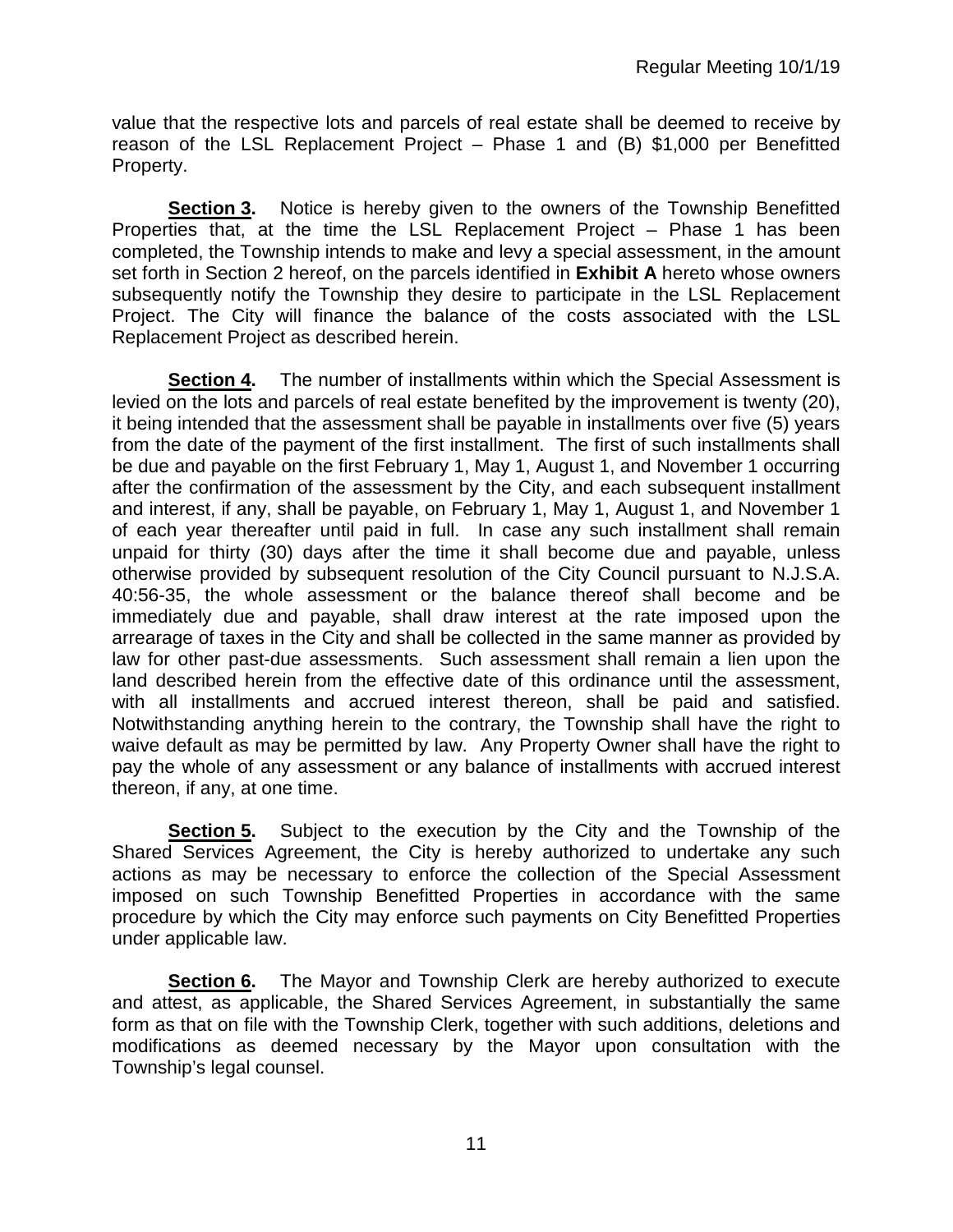value that the respective lots and parcels of real estate shall be deemed to receive by reason of the LSL Replacement Project – Phase 1 and (B) $1,000 per Benefitted Property.

**Section 3.** Notice is hereby given to the owners of the Township Benefitted Properties that, at the time the LSL Replacement Project – Phase 1 has been completed, the Township intends to make and levy a special assessment, in the amount set forth in Section 2 hereof, on the parcels identified in **Exhibit A** hereto whose owners subsequently notify the Township they desire to participate in the LSL Replacement Project. The City will finance the balance of the costs associated with the LSL Replacement Project as described herein.

**Section 4.** The number of installments within which the Special Assessment is levied on the lots and parcels of real estate benefited by the improvement is twenty (20), it being intended that the assessment shall be payable in installments over five (5) years from the date of the payment of the first installment. The first of such installments shall be due and payable on the first February 1, May 1, August 1, and November 1 occurring after the confirmation of the assessment by the City, and each subsequent installment and interest, if any, shall be payable, on February 1, May 1, August 1, and November 1 of each year thereafter until paid in full. In case any such installment shall remain unpaid for thirty (30) days after the time it shall become due and payable, unless otherwise provided by subsequent resolution of the City Council pursuant to N.J.S.A. 40:56-35, the whole assessment or the balance thereof shall become and be immediately due and payable, shall draw interest at the rate imposed upon the arrearage of taxes in the City and shall be collected in the same manner as provided by law for other past-due assessments. Such assessment shall remain a lien upon the land described herein from the effective date of this ordinance until the assessment, with all installments and accrued interest thereon, shall be paid and satisfied. Notwithstanding anything herein to the contrary, the Township shall have the right to waive default as may be permitted by law. Any Property Owner shall have the right to pay the whole of any assessment or any balance of installments with accrued interest thereon, if any, at one time.

**Section 5.** Subject to the execution by the City and the Township of the Shared Services Agreement, the City is hereby authorized to undertake any such actions as may be necessary to enforce the collection of the Special Assessment imposed on such Township Benefitted Properties in accordance with the same procedure by which the City may enforce such payments on City Benefitted Properties under applicable law.

**Section 6.** The Mayor and Township Clerk are hereby authorized to execute and attest, as applicable, the Shared Services Agreement, in substantially the same form as that on file with the Township Clerk, together with such additions, deletions and modifications as deemed necessary by the Mayor upon consultation with the Township's legal counsel.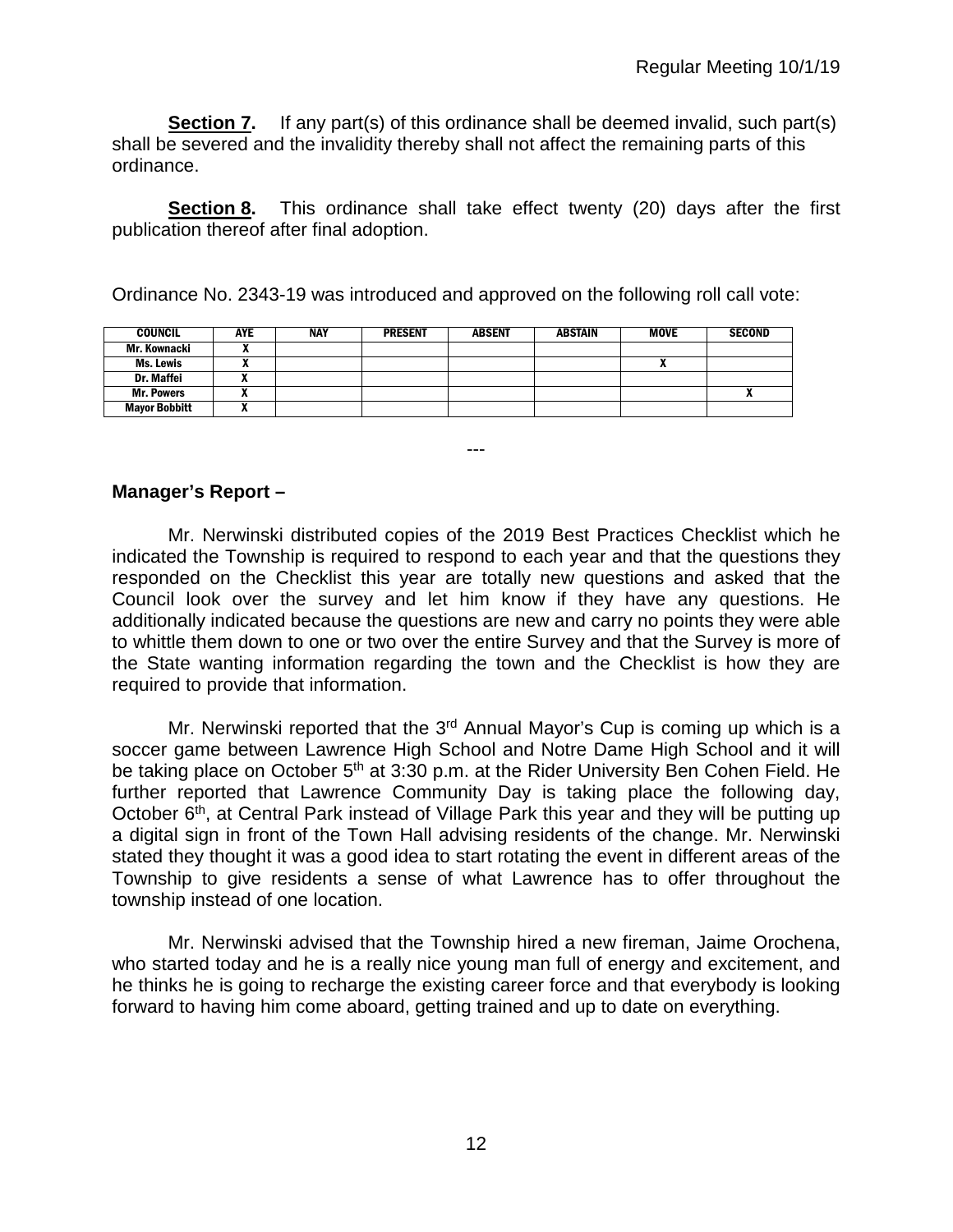**Section 7.** If any part(s) of this ordinance shall be deemed invalid, such part(s) shall be severed and the invalidity thereby shall not affect the remaining parts of this ordinance.

**Section 8.** This ordinance shall take effect twenty (20) days after the first publication thereof after final adoption.

Ordinance No. 2343-19 was introduced and approved on the following roll call vote:

| COUNCIL | AYE | NAY | PRESENT | ABSENT | ABSTAIN | MOVE | SECOND |
|---|---|---|---|---|---|---|---|
| Mr. Kownacki | X | | | | | | |
| Ms. Lewis | X | | | | | X | |
| Dr. Maffei | X | | | | | | |
| Mr. Powers | X | | | | | | X |
| Mayor Bobbitt | X | | | | | | |

---

**Manager's Report –**

Mr. Nerwinski distributed copies of the 2019 Best Practices Checklist which he indicated the Township is required to respond to each year and that the questions they responded on the Checklist this year are totally new questions and asked that the Council look over the survey and let him know if they have any questions. He additionally indicated because the questions are new and carry no points they were able to whittle them down to one or two over the entire Survey and that the Survey is more of the State wanting information regarding the town and the Checklist is how they are required to provide that information.

Mr. Nerwinski reported that the 3rd Annual Mayor's Cup is coming up which is a soccer game between Lawrence High School and Notre Dame High School and it will be taking place on October 5th at 3:30 p.m. at the Rider University Ben Cohen Field. He further reported that Lawrence Community Day is taking place the following day, October 6th, at Central Park instead of Village Park this year and they will be putting up a digital sign in front of the Town Hall advising residents of the change. Mr. Nerwinski stated they thought it was a good idea to start rotating the event in different areas of the Township to give residents a sense of what Lawrence has to offer throughout the township instead of one location.

Mr. Nerwinski advised that the Township hired a new fireman, Jaime Orochena, who started today and he is a really nice young man full of energy and excitement, and he thinks he is going to recharge the existing career force and that everybody is looking forward to having him come aboard, getting trained and up to date on everything.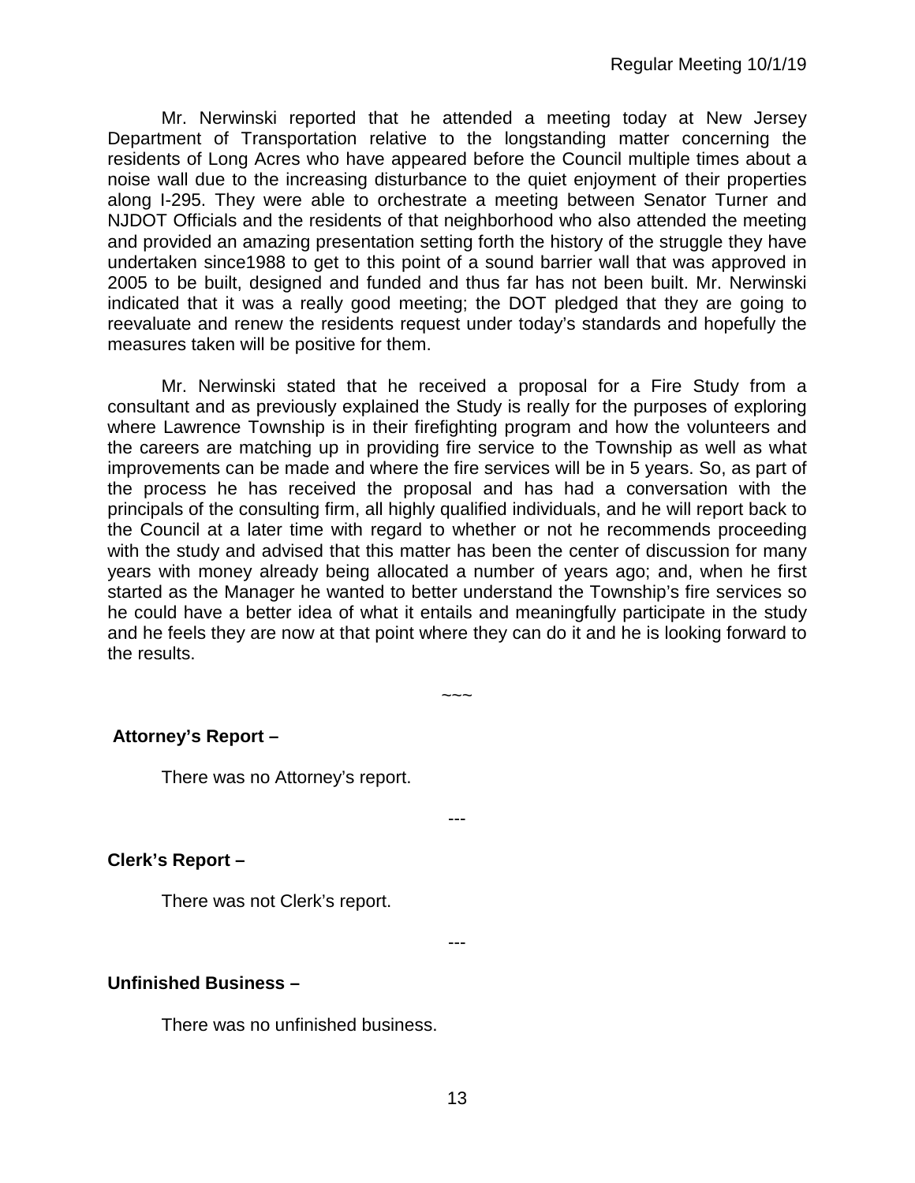Mr. Nerwinski reported that he attended a meeting today at New Jersey Department of Transportation relative to the longstanding matter concerning the residents of Long Acres who have appeared before the Council multiple times about a noise wall due to the increasing disturbance to the quiet enjoyment of their properties along I-295. They were able to orchestrate a meeting between Senator Turner and NJDOT Officials and the residents of that neighborhood who also attended the meeting and provided an amazing presentation setting forth the history of the struggle they have undertaken since1988 to get to this point of a sound barrier wall that was approved in 2005 to be built, designed and funded and thus far has not been built. Mr. Nerwinski indicated that it was a really good meeting; the DOT pledged that they are going to reevaluate and renew the residents request under today's standards and hopefully the measures taken will be positive for them.

Mr. Nerwinski stated that he received a proposal for a Fire Study from a consultant and as previously explained the Study is really for the purposes of exploring where Lawrence Township is in their firefighting program and how the volunteers and the careers are matching up in providing fire service to the Township as well as what improvements can be made and where the fire services will be in 5 years. So, as part of the process he has received the proposal and has had a conversation with the principals of the consulting firm, all highly qualified individuals, and he will report back to the Council at a later time with regard to whether or not he recommends proceeding with the study and advised that this matter has been the center of discussion for many years with money already being allocated a number of years ago; and, when he first started as the Manager he wanted to better understand the Township's fire services so he could have a better idea of what it entails and meaningfully participate in the study and he feels they are now at that point where they can do it and he is looking forward to the results.

~~~

**Attorney's Report –**

There was no Attorney's report.

---

**Clerk's Report –**

There was not Clerk's report.

---

**Unfinished Business –**

There was no unfinished business.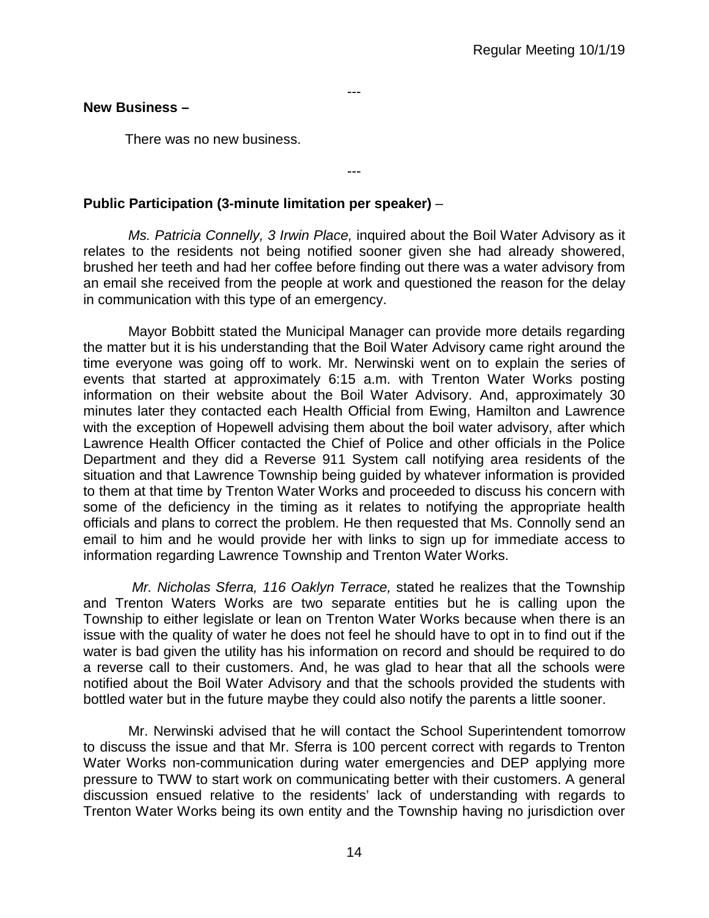---

**New Business –**

There was no new business.

---

**Public Participation (3-minute limitation per speaker)** –

*Ms. Patricia Connelly, 3 Irwin Place,* inquired about the Boil Water Advisory as it relates to the residents not being notified sooner given she had already showered, brushed her teeth and had her coffee before finding out there was a water advisory from an email she received from the people at work and questioned the reason for the delay in communication with this type of an emergency.

Mayor Bobbitt stated the Municipal Manager can provide more details regarding the matter but it is his understanding that the Boil Water Advisory came right around the time everyone was going off to work. Mr. Nerwinski went on to explain the series of events that started at approximately 6:15 a.m. with Trenton Water Works posting information on their website about the Boil Water Advisory. And, approximately 30 minutes later they contacted each Health Official from Ewing, Hamilton and Lawrence with the exception of Hopewell advising them about the boil water advisory, after which Lawrence Health Officer contacted the Chief of Police and other officials in the Police Department and they did a Reverse 911 System call notifying area residents of the situation and that Lawrence Township being guided by whatever information is provided to them at that time by Trenton Water Works and proceeded to discuss his concern with some of the deficiency in the timing as it relates to notifying the appropriate health officials and plans to correct the problem. He then requested that Ms. Connolly send an email to him and he would provide her with links to sign up for immediate access to information regarding Lawrence Township and Trenton Water Works.

*Mr. Nicholas Sferra, 116 Oaklyn Terrace,* stated he realizes that the Township and Trenton Waters Works are two separate entities but he is calling upon the Township to either legislate or lean on Trenton Water Works because when there is an issue with the quality of water he does not feel he should have to opt in to find out if the water is bad given the utility has his information on record and should be required to do a reverse call to their customers. And, he was glad to hear that all the schools were notified about the Boil Water Advisory and that the schools provided the students with bottled water but in the future maybe they could also notify the parents a little sooner.

Mr. Nerwinski advised that he will contact the School Superintendent tomorrow to discuss the issue and that Mr. Sferra is 100 percent correct with regards to Trenton Water Works non-communication during water emergencies and DEP applying more pressure to TWW to start work on communicating better with their customers. A general discussion ensued relative to the residents' lack of understanding with regards to Trenton Water Works being its own entity and the Township having no jurisdiction over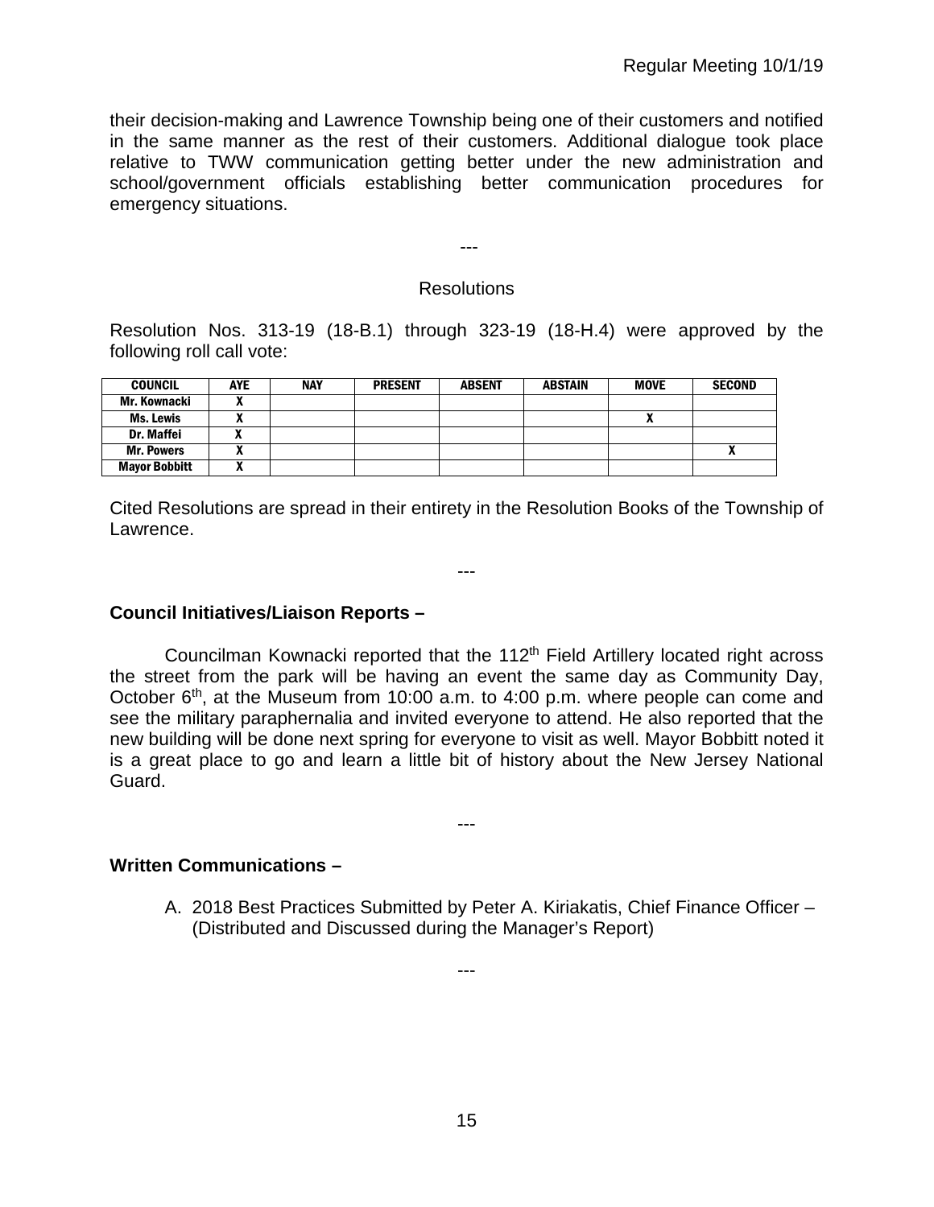their decision-making and Lawrence Township being one of their customers and notified in the same manner as the rest of their customers. Additional dialogue took place relative to TWW communication getting better under the new administration and school/government officials establishing better communication procedures for emergency situations.

---

Resolutions

Resolution Nos. 313-19 (18-B.1) through 323-19 (18-H.4) were approved by the following roll call vote:

| COUNCIL | AYE | NAY | PRESENT | ABSENT | ABSTAIN | MOVE | SECOND |
|---|---|---|---|---|---|---|---|
| Mr. Kownacki | X | | | | | | |
| Ms. Lewis | X | | | | | X | |
| Dr. Maffei | X | | | | | | |
| Mr. Powers | X | | | | | | X |
| Mayor Bobbitt | X | | | | | | |

Cited Resolutions are spread in their entirety in the Resolution Books of the Township of Lawrence.

---

**Council Initiatives/Liaison Reports –**

Councilman Kownacki reported that the 112th Field Artillery located right across the street from the park will be having an event the same day as Community Day, October 6th, at the Museum from 10:00 a.m. to 4:00 p.m. where people can come and see the military paraphernalia and invited everyone to attend. He also reported that the new building will be done next spring for everyone to visit as well. Mayor Bobbitt noted it is a great place to go and learn a little bit of history about the New Jersey National Guard.

---

**Written Communications –**

A. 2018 Best Practices Submitted by Peter A. Kiriakatis, Chief Finance Officer – (Distributed and Discussed during the Manager's Report)

---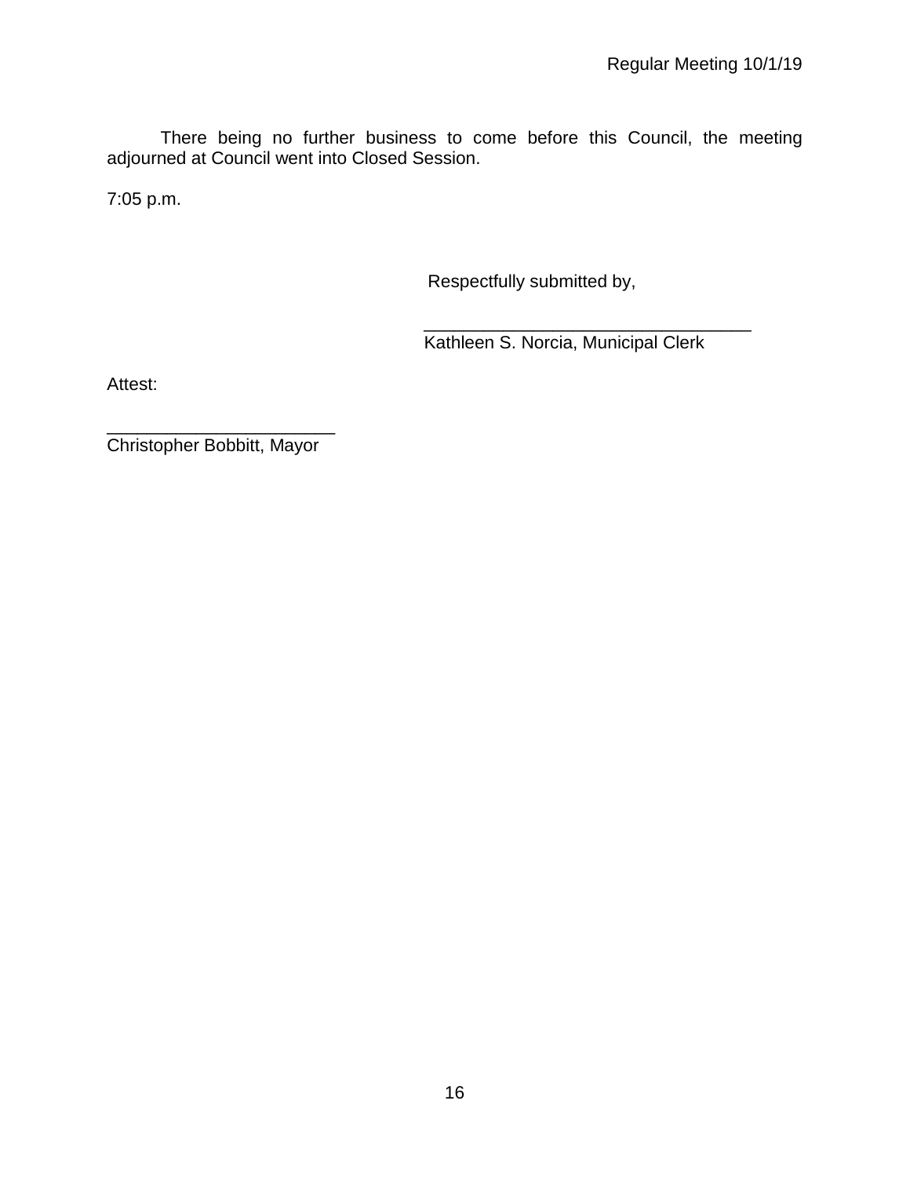There being no further business to come before this Council, the meeting adjourned at Council went into Closed Session.

7:05 p.m.

Respectfully submitted by,

___________________________________
Kathleen S. Norcia, Municipal Clerk

Attest:

________________________
Christopher Bobbitt, Mayor